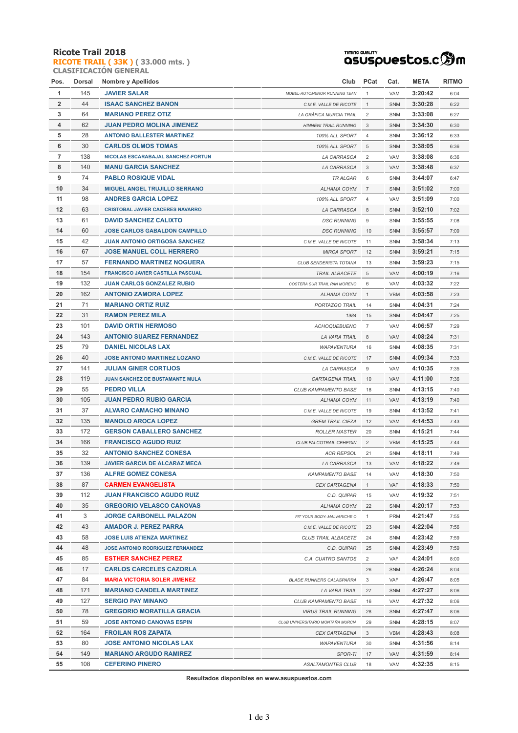# Ricote Trail 2018

**RICOTE TRAIL ( 33K )** ( 33.000 mts. )

**CLASIFICACIÓN GENERAL**

timing quality asuspuestos.com

| Pos. | Dorsal | Nombre y Apellidos | Club | PCat | Cat. | META | RITMO |
|---|---|---|---|---|---|---|---|
| 1 | 145 | JAVIER SALAR | MOBEL-AUTOMENOR RUNNING TEAN | 1 | VAM | 3:20:42 | 6:04 |
| 2 | 44 | ISAAC SANCHEZ BANON | C.M.E. VALLE DE RICOTE | 1 | SNM | 3:30:28 | 6:22 |
| 3 | 64 | MARIANO PEREZ OTIZ | LA GRÁFICA MURCIA TRAIL | 2 | SNM | 3:33:08 | 6:27 |
| 4 | 62 | JUAN PEDRO MOLINA JIMENEZ | HINNENI TRAIL RUNNING | 3 | SNM | 3:34:30 | 6:30 |
| 5 | 28 | ANTONIO BALLESTER MARTINEZ | 100% ALL SPORT | 4 | SNM | 3:36:12 | 6:33 |
| 6 | 30 | CARLOS OLMOS TOMAS | 100% ALL SPORT | 5 | SNM | 3:38:05 | 6:36 |
| 7 | 138 | NICOLAS ESCARABAJAL SANCHEZ-FORTUN | LA CARRASCA | 2 | VAM | 3:38:08 | 6:36 |
| 8 | 140 | MANU GARCIA SANCHEZ | LA CARRASCA | 3 | VAM | 3:38:48 | 6:37 |
| 9 | 74 | PABLO ROSIQUE VIDAL | TR ALGAR | 6 | SNM | 3:44:07 | 6:47 |
| 10 | 34 | MIGUEL ANGEL TRUJILLO SERRANO | ALHAMA COYM | 7 | SNM | 3:51:02 | 7:00 |
| 11 | 98 | ANDRES GARCIA LOPEZ | 100% ALL SPORT | 4 | VAM | 3:51:09 | 7:00 |
| 12 | 63 | CRISTOBAL JAVIER CACERES NAVARRO | LA CARRASCA | 8 | SNM | 3:52:10 | 7:02 |
| 13 | 61 | DAVID SANCHEZ CALIXTO | DSC RUNNING | 9 | SNM | 3:55:55 | 7:08 |
| 14 | 60 | JOSE CARLOS GABALDON CAMPILLO | DSC RUNNING | 10 | SNM | 3:55:57 | 7:09 |
| 15 | 42 | JUAN ANTONIO ORTIGOSA SANCHEZ | C.M.E. VALLE DE RICOTE | 11 | SNM | 3:58:34 | 7:13 |
| 16 | 67 | JOSE MANUEL COLL HERRERO | MIRCA SPORT | 12 | SNM | 3:59:21 | 7:15 |
| 17 | 57 | FERNANDO MARTINEZ NOGUERA | CLUB SENDERISTA TOTANA | 13 | SNM | 3:59:23 | 7:15 |
| 18 | 154 | FRANCISCO JAVIER CASTILLA PASCUAL | TRAIL ALBACETE | 5 | VAM | 4:00:19 | 7:16 |
| 19 | 132 | JUAN CARLOS GONZALEZ RUBIO | COSTERA SUR TRAIL PAN MORENO | 6 | VAM | 4:03:32 | 7:22 |
| 20 | 162 | ANTONIO ZAMORA LOPEZ | ALHAMA COYM | 1 | VBM | 4:03:58 | 7:23 |
| 21 | 71 | MARIANO ORTIZ RUIZ | PORTAZGO TRAIL | 14 | SNM | 4:04:31 | 7:24 |
| 22 | 31 | RAMON PEREZ MILA | 1984 | 15 | SNM | 4:04:47 | 7:25 |
| 23 | 101 | DAVID ORTIN HERMOSO | ACHOQUEBUENO | 7 | VAM | 4:06:57 | 7:29 |
| 24 | 143 | ANTONIO SUAREZ FERNANDEZ | LA VARA TRAIL | 8 | VAM | 4:08:24 | 7:31 |
| 25 | 79 | DANIEL NICOLAS LAX | WAPAVENTURA | 16 | SNM | 4:08:35 | 7:31 |
| 26 | 40 | JOSE ANTONIO MARTINEZ LOZANO | C.M.E. VALLE DE RICOTE | 17 | SNM | 4:09:34 | 7:33 |
| 27 | 141 | JULIAN GINER CORTIJOS | LA CARRASCA | 9 | VAM | 4:10:35 | 7:35 |
| 28 | 119 | JUAN SANCHEZ DE BUSTAMANTE MULA | CARTAGENA TRAIL | 10 | VAM | 4:11:00 | 7:36 |
| 29 | 55 | PEDRO VILLA | CLUB KAMPAMENTO BASE | 18 | SNM | 4:13:15 | 7:40 |
| 30 | 105 | JUAN PEDRO RUBIO GARCIA | ALHAMA COYM | 11 | VAM | 4:13:19 | 7:40 |
| 31 | 37 | ALVARO CAMACHO MINANO | C.M.E. VALLE DE RICOTE | 19 | SNM | 4:13:52 | 7:41 |
| 32 | 135 | MANOLO AROCA LOPEZ | GREM TRAIL CIEZA | 12 | VAM | 4:14:53 | 7:43 |
| 33 | 172 | GERSON CABALLERO SANCHEZ | ROLLER MASTER | 20 | SNM | 4:15:21 | 7:44 |
| 34 | 166 | FRANCISCO AGUDO RUIZ | CLUB FALCOTRAIL CEHEGIN | 2 | VBM | 4:15:25 | 7:44 |
| 35 | 32 | ANTONIO SANCHEZ CONESA | ACR REPSOL | 21 | SNM | 4:18:11 | 7:49 |
| 36 | 139 | JAVIER GARCIA DE ALCARAZ MECA | LA CARRASCA | 13 | VAM | 4:18:22 | 7:49 |
| 37 | 136 | ALFRE GOMEZ CONESA | KAMPAMENTO BASE | 14 | VAM | 4:18:30 | 7:50 |
| 38 | 87 | CARMEN EVANGELISTA | CEX CARTAGENA | 1 | VAF | 4:18:33 | 7:50 |
| 39 | 112 | JUAN FRANCISCO AGUDO RUIZ | C.D. QUIPAR | 15 | VAM | 4:19:32 | 7:51 |
| 40 | 35 | GREGORIO VELASCO CANOVAS | ALHAMA COYM | 22 | SNM | 4:20:17 | 7:53 |
| 41 | 3 | JORGE CARBONELL PALAZON | FIT YOUR BODY- MALVARICHE O | 1 | PRM | 4:21:47 | 7:55 |
| 42 | 43 | AMADOR J. PEREZ PARRA | C.M.E. VALLE DE RICOTE | 23 | SNM | 4:22:04 | 7:56 |
| 43 | 58 | JOSE LUIS ATIENZA MARTINEZ | CLUB TRAIL ALBACETE | 24 | SNM | 4:23:42 | 7:59 |
| 44 | 48 | JOSE ANTONIO RODRIGUEZ FERNANDEZ | C.D. QUIPAR | 25 | SNM | 4:23:49 | 7:59 |
| 45 | 85 | ESTHER SANCHEZ PEREZ | C.A. CUATRO SANTOS | 2 | VAF | 4:24:01 | 8:00 |
| 46 | 17 | CARLOS CARCELES CAZORLA | | 26 | SNM | 4:26:24 | 8:04 |
| 47 | 84 | MARIA VICTORIA SOLER JIMENEZ | BLADE RUNNERS CALASPARRA | 3 | VAF | 4:26:47 | 8:05 |
| 48 | 171 | MARIANO CANDELA MARTINEZ | LA VARA TRAIL | 27 | SNM | 4:27:27 | 8:06 |
| 49 | 127 | SERGIO PAY MINANO | CLUB KAMPAMENTO BASE | 16 | VAM | 4:27:32 | 8:06 |
| 50 | 78 | GREGORIO MORATILLA GRACIA | VIRUS TRAIL RUNNING | 28 | SNM | 4:27:47 | 8:06 |
| 51 | 59 | JOSE ANTONIO CANOVAS ESPIN | CLUB UNIVERSITARIO MONTAÑA MURCIA | 29 | SNM | 4:28:15 | 8:07 |
| 52 | 164 | FROILAN ROS ZAPATA | CEX CARTAGENA | 3 | VBM | 4:28:43 | 8:08 |
| 53 | 80 | JOSE ANTONIO NICOLAS LAX | WAPAVENTURA | 30 | SNM | 4:31:56 | 8:14 |
| 54 | 149 | MARIANO ARGUDO RAMIREZ | SPOR-TI | 17 | VAM | 4:31:59 | 8:14 |
| 55 | 108 | CEFERINO PINERO | ASALTAMONTES CLUB | 18 | VAM | 4:32:35 | 8:15 |

**Resultados disponibles en www.asuspuestos.com**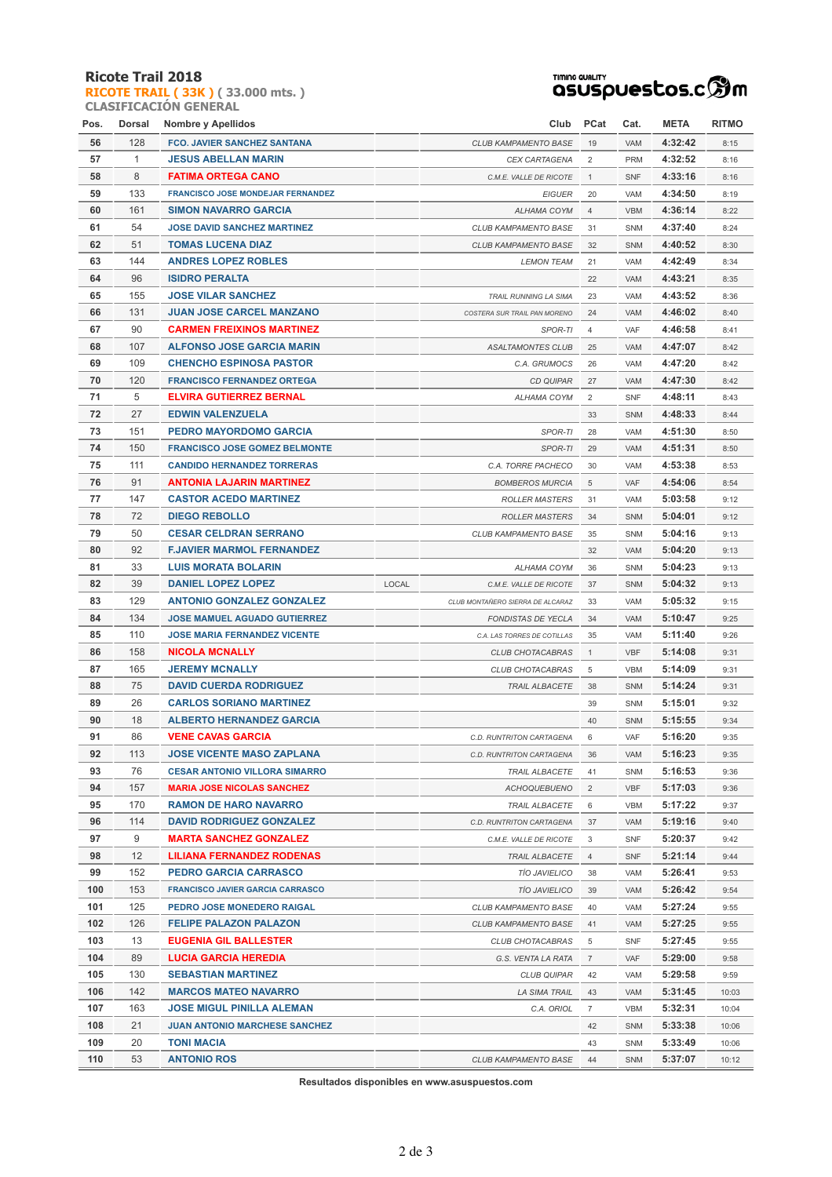## Ricote Trail 2018

**RICOTE TRAIL ( 33K )** ( 33.000 mts. )

**CLASIFICACIÓN GENERAL**

timing quality asuspuestos.com

| Pos. | Dorsal | Nombre y Apellidos | | Club | PCat | Cat. | META | RITMO |
|---|---|---|---|---|---|---|---|---|
| 56 | 128 | FCO. JAVIER SANCHEZ SANTANA | | CLUB KAMPAMENTO BASE | 19 | VAM | 4:32:42 | 8:15 |
| 57 | 1 | JESUS AVELLAN MARIN | | CEX CARTAGENA | 2 | PRM | 4:32:52 | 8:16 |
| 58 | 8 | FATIMA ORTEGA CANO | | C.M.E. VALLE DE RICOTE | 1 | SNF | 4:33:16 | 8:16 |
| 59 | 133 | FRANCISCO JOSE MONDEJAR FERNANDEZ | | EIGUER | 20 | VAM | 4:34:50 | 8:19 |
| 60 | 161 | SIMON NAVARRO GARCIA | | ALHAMA COYM | 4 | VBM | 4:36:14 | 8:22 |
| 61 | 54 | JOSE DAVID SANCHEZ MARTINEZ | | CLUB KAMPAMENTO BASE | 31 | SNM | 4:37:40 | 8:24 |
| 62 | 51 | TOMAS LUCENA DIAZ | | CLUB KAMPAMENTO BASE | 32 | SNM | 4:40:52 | 8:30 |
| 63 | 144 | ANDRES LOPEZ ROBLES | | LEMON TEAM | 21 | VAM | 4:42:49 | 8:34 |
| 64 | 96 | ISIDRO PERALTA | | | 22 | VAM | 4:43:21 | 8:35 |
| 65 | 155 | JOSE VILAR SANCHEZ | | TRAIL RUNNING LA SIMA | 23 | VAM | 4:43:52 | 8:36 |
| 66 | 131 | JUAN JOSE CARCEL MANZANO | | COSTERA SUR TRAIL PAN MORENO | 24 | VAM | 4:46:02 | 8:40 |
| 67 | 90 | CARMEN FREIXINOS MARTINEZ | | SPOR-TI | 4 | VAF | 4:46:58 | 8:41 |
| 68 | 107 | ALFONSO JOSE GARCIA MARIN | | ASALTAMONTES CLUB | 25 | VAM | 4:47:07 | 8:42 |
| 69 | 109 | CHENCHO ESPINOSA PASTOR | | C.A. GRUMOCS | 26 | VAM | 4:47:20 | 8:42 |
| 70 | 120 | FRANCISCO FERNANDEZ ORTEGA | | CD QUIPAR | 27 | VAM | 4:47:30 | 8:42 |
| 71 | 5 | ELVIRA GUTIERREZ BERNAL | | ALHAMA COYM | 2 | SNF | 4:48:11 | 8:43 |
| 72 | 27 | EDWIN VALENZUELA | | | 33 | SNM | 4:48:33 | 8:44 |
| 73 | 151 | PEDRO MAYORDOMO GARCIA | | SPOR-TI | 28 | VAM | 4:51:30 | 8:50 |
| 74 | 150 | FRANCISCO JOSE GOMEZ BELMONTE | | SPOR-TI | 29 | VAM | 4:51:31 | 8:50 |
| 75 | 111 | CANDIDO HERNANDEZ TORRERAS | | C.A. TORRE PACHECO | 30 | VAM | 4:53:38 | 8:53 |
| 76 | 91 | ANTONIA LAJARIN MARTINEZ | | BOMBEROS MURCIA | 5 | VAF | 4:54:06 | 8:54 |
| 77 | 147 | CASTOR ACEDO MARTINEZ | | ROLLER MASTERS | 31 | VAM | 5:03:58 | 9:12 |
| 78 | 72 | DIEGO REBOLLO | | ROLLER MASTERS | 34 | SNM | 5:04:01 | 9:12 |
| 79 | 50 | CESAR CELDRAN SERRANO | | CLUB KAMPAMENTO BASE | 35 | SNM | 5:04:16 | 9:13 |
| 80 | 92 | F.JAVIER MARMOL FERNANDEZ | | | 32 | VAM | 5:04:20 | 9:13 |
| 81 | 33 | LUIS MORATA BOLARIN | | ALHAMA COYM | 36 | SNM | 5:04:23 | 9:13 |
| 82 | 39 | DANIEL LOPEZ LOPEZ | LOCAL | C.M.E. VALLE DE RICOTE | 37 | SNM | 5:04:32 | 9:13 |
| 83 | 129 | ANTONIO GONZALEZ GONZALEZ | | CLUB MONTAÑERO SIERRA DE ALCARAZ | 33 | VAM | 5:05:32 | 9:15 |
| 84 | 134 | JOSE MAMUEL AGUADO GUTIERREZ | | FONDISTAS DE YECLA | 34 | VAM | 5:10:47 | 9:25 |
| 85 | 110 | JOSE MARIA FERNANDEZ VICENTE | | C.A. LAS TORRES DE COTILLAS | 35 | VAM | 5:11:40 | 9:26 |
| 86 | 158 | NICOLA MCNALLY | | CLUB CHOTACABRAS | 1 | VBF | 5:14:08 | 9:31 |
| 87 | 165 | JEREMY MCNALLY | | CLUB CHOTACABRAS | 5 | VBM | 5:14:09 | 9:31 |
| 88 | 75 | DAVID CUERDA RODRIGUEZ | | TRAIL ALBACETE | 38 | SNM | 5:14:24 | 9:31 |
| 89 | 26 | CARLOS SORIANO MARTINEZ | | | 39 | SNM | 5:15:01 | 9:32 |
| 90 | 18 | ALBERTO HERNANDEZ GARCIA | | | 40 | SNM | 5:15:55 | 9:34 |
| 91 | 86 | VENE CAVAS GARCIA | | C.D. RUNTRITON CARTAGENA | 6 | VAF | 5:16:20 | 9:35 |
| 92 | 113 | JOSE VICENTE MASO ZAPLANA | | C.D. RUNTRITON CARTAGENA | 36 | VAM | 5:16:23 | 9:35 |
| 93 | 76 | CESAR ANTONIO VILLORA SIMARRO | | TRAIL ALBACETE | 41 | SNM | 5:16:53 | 9:36 |
| 94 | 157 | MARIA JOSE NICOLAS SANCHEZ | | ACHOQUEBUENO | 2 | VBF | 5:17:03 | 9:36 |
| 95 | 170 | RAMON DE HARO NAVARRO | | TRAIL ALBACETE | 6 | VBM | 5:17:22 | 9:37 |
| 96 | 114 | DAVID RODRIGUEZ GONZALEZ | | C.D. RUNTRITON CARTAGENA | 37 | VAM | 5:19:16 | 9:40 |
| 97 | 9 | MARTA SANCHEZ GONZALEZ | | C.M.E. VALLE DE RICOTE | 3 | SNF | 5:20:37 | 9:42 |
| 98 | 12 | LILIANA FERNANDEZ RODENAS | | TRAIL ALBACETE | 4 | SNF | 5:21:14 | 9:44 |
| 99 | 152 | PEDRO GARCIA CARRASCO | | TÍO JAVIELICO | 38 | VAM | 5:26:41 | 9:53 |
| 100 | 153 | FRANCISCO JAVIER GARCIA CARRASCO | | TÍO JAVIELICO | 39 | VAM | 5:26:42 | 9:54 |
| 101 | 125 | PEDRO JOSE MONEDERO RAIGAL | | CLUB KAMPAMENTO BASE | 40 | VAM | 5:27:24 | 9:55 |
| 102 | 126 | FELIPE PALAZON PALAZON | | CLUB KAMPAMENTO BASE | 41 | VAM | 5:27:25 | 9:55 |
| 103 | 13 | EUGENIA GIL BALLESTER | | CLUB CHOTACABRAS | 5 | SNF | 5:27:45 | 9:55 |
| 104 | 89 | LUCIA GARCIA HEREDIA | | G.S. VENTA LA RATA | 7 | VAF | 5:29:00 | 9:58 |
| 105 | 130 | SEBASTIAN MARTINEZ | | CLUB QUIPAR | 42 | VAM | 5:29:58 | 9:59 |
| 106 | 142 | MARCOS MATEO NAVARRO | | LA SIMA TRAIL | 43 | VAM | 5:31:45 | 10:03 |
| 107 | 163 | JOSE MIGUL PINILLA ALEMAN | | C.A. ORIOL | 7 | VBM | 5:32:31 | 10:04 |
| 108 | 21 | JUAN ANTONIO MARCHESE SANCHEZ | | | 42 | SNM | 5:33:38 | 10:06 |
| 109 | 20 | TONI MACIA | | | 43 | SNM | 5:33:49 | 10:06 |
| 110 | 53 | ANTONIO ROS | | CLUB KAMPAMENTO BASE | 44 | SNM | 5:37:07 | 10:12 |

**Resultados disponibles en www.asuspuestos.com**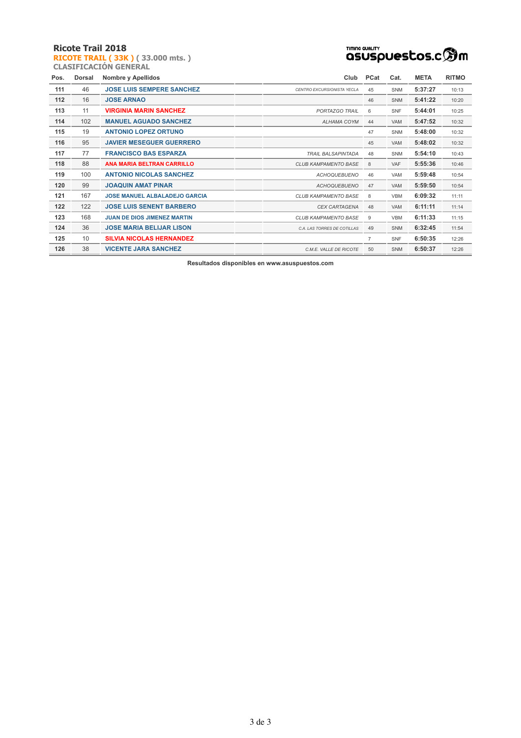**Ricote Trail 2018**

**RICOTE TRAIL ( 33K )** ( 33.000 mts. )

**CLASIFICACIÓN GENERAL**

| Pos. | Dorsal | Nombre y Apellidos | Club | PCat | Cat. | META | RITMO |
|---|---|---|---|---|---|---|---|
| 111 | 46 | JOSE LUIS SEMPERE SANCHEZ | CENTRO EXCURSIONISTA YECLA | 45 | SNM | 5:37:27 | 10:13 |
| 112 | 16 | JOSE ARNAO | | 46 | SNM | 5:41:22 | 10:20 |
| 113 | 11 | VIRGINIA MARIN SANCHEZ | PORTAZGO TRAIL | 6 | SNF | 5:44:01 | 10:25 |
| 114 | 102 | MANUEL AGUADO SANCHEZ | ALHAMA COYM | 44 | VAM | 5:47:52 | 10:32 |
| 115 | 19 | ANTONIO LOPEZ ORTUNO | | 47 | SNM | 5:48:00 | 10:32 |
| 116 | 95 | JAVIER MESEGUER GUERRERO | | 45 | VAM | 5:48:02 | 10:32 |
| 117 | 77 | FRANCISCO BAS ESPARZA | TRAIL BALSAPINTADA | 48 | SNM | 5:54:10 | 10:43 |
| 118 | 88 | ANA MARIA BELTRAN CARRILLO | CLUB KAMPAMENTO BASE | 8 | VAF | 5:55:36 | 10:46 |
| 119 | 100 | ANTONIO NICOLAS SANCHEZ | ACHOQUEBUENO | 46 | VAM | 5:59:48 | 10:54 |
| 120 | 99 | JOAQUIN AMAT PINAR | ACHOQUEBUENO | 47 | VAM | 5:59:50 | 10:54 |
| 121 | 167 | JOSE MANUEL ALBALADEJO GARCIA | CLUB KAMPAMENTO BASE | 8 | VBM | 6:09:32 | 11:11 |
| 122 | 122 | JOSE LUIS SENENT BARBERO | CEX CARTAGENA | 48 | VAM | 6:11:11 | 11:14 |
| 123 | 168 | JUAN DE DIOS JIMENEZ MARTIN | CLUB KAMPAMENTO BASE | 9 | VBM | 6:11:33 | 11:15 |
| 124 | 36 | JOSE MARIA BELIJAR LISON | C.A. LAS TORRES DE COTILLAS | 49 | SNM | 6:32:45 | 11:54 |
| 125 | 10 | SILVIA NICOLAS HERNANDEZ | | 7 | SNF | 6:50:35 | 12:26 |
| 126 | 38 | VICENTE JARA SANCHEZ | C.M.E. VALLE DE RICOTE | 50 | SNM | 6:50:37 | 12:26 |

**Resultados disponibles en www.asuspuestos.com**